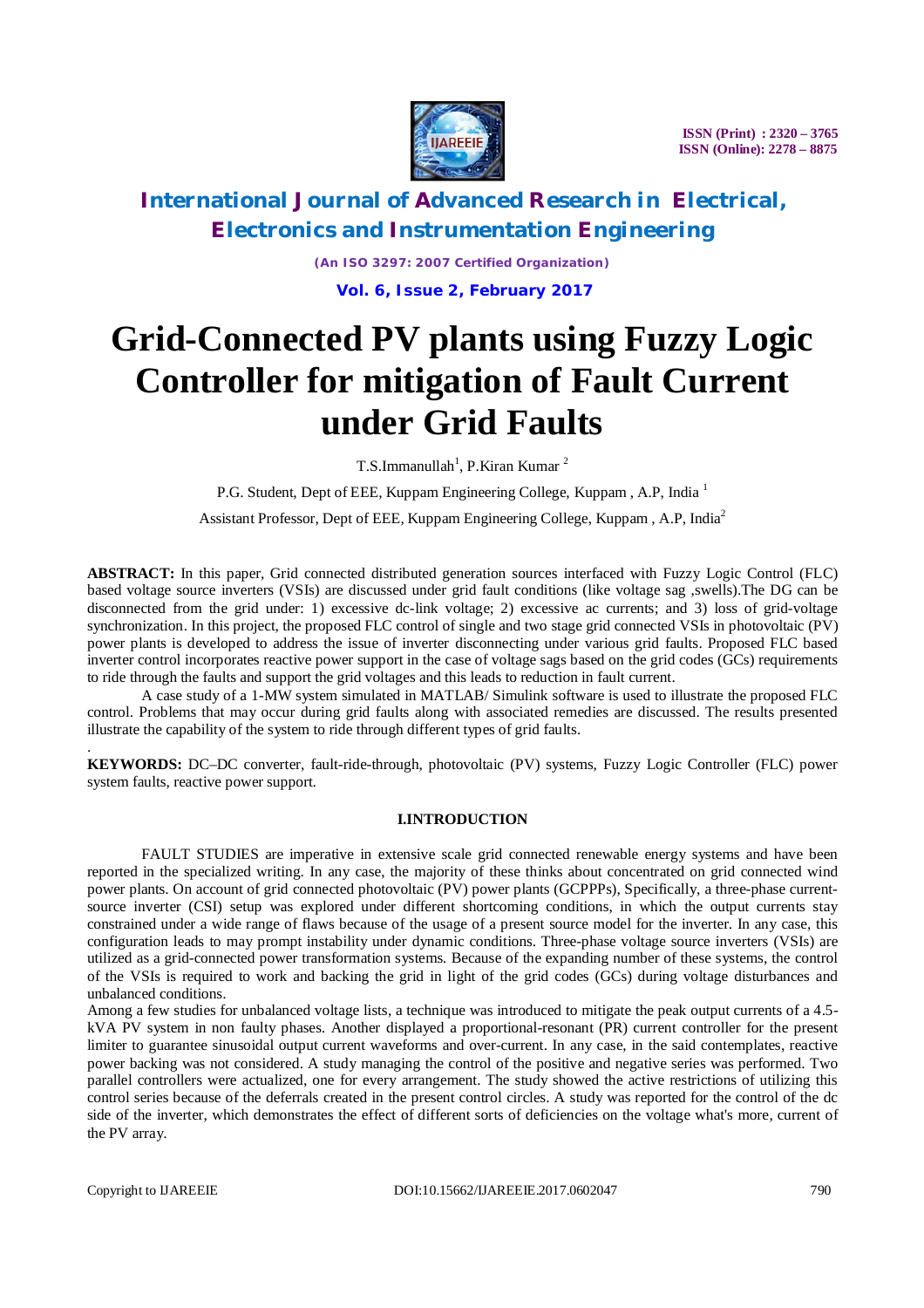# Grid-Connected PV plants using Fuzzy Logic Controller for mitigation of Fault Current under Grid Faults

T.S.Immanullah[1], P.Kiran Kumar [2]

P.G. Student, Dept of EEE, Kuppam Engineering College, Kuppam , A.P, India [1]

Assistant Professor, Dept of EEE, Kuppam Engineering College, Kuppam , A.P, India[2]

**ABSTRACT:** In this paper, Grid connected distributed generation sources interfaced with Fuzzy Logic Control (FLC) based voltage source inverters (VSIs) are discussed under grid fault conditions (like voltage sag ,swells).The DG can be disconnected from the grid under: 1) excessive dc-link voltage; 2) excessive ac currents; and 3) loss of grid-voltage synchronization. In this project, the proposed FLC control of single and two stage grid connected VSIs in photovoltaic (PV) power plants is developed to address the issue of inverter disconnecting under various grid faults. Proposed FLC based inverter control incorporates reactive power support in the case of voltage sags based on the grid codes (GCs) requirements to ride through the faults and support the grid voltages and this leads to reduction in fault current.

A case study of a 1-MW system simulated in MATLAB/ Simulink software is used to illustrate the proposed FLC control. Problems that may occur during grid faults along with associated remedies are discussed. The results presented illustrate the capability of the system to ride through different types of grid faults.

**KEYWORDS:** DC–DC converter, fault-ride-through, photovoltaic (PV) systems, Fuzzy Logic Controller (FLC) power system faults, reactive power support.

## I.INTRODUCTION

FAULT STUDIES are imperative in extensive scale grid connected renewable energy systems and have been reported in the specialized writing. In any case, the majority of these thinks about concentrated on grid connected wind power plants. On account of grid connected photovoltaic (PV) power plants (GCPPPs), Specifically, a three-phase current-source inverter (CSI) setup was explored under different shortcoming conditions, in which the output currents stay constrained under a wide range of flaws because of the usage of a present source model for the inverter. In any case, this configuration leads to may prompt instability under dynamic conditions. Three-phase voltage source inverters (VSIs) are utilized as a grid-connected power transformation systems. Because of the expanding number of these systems, the control of the VSIs is required to work and backing the grid in light of the grid codes (GCs) during voltage disturbances and unbalanced conditions.

Among a few studies for unbalanced voltage lists, a technique was introduced to mitigate the peak output currents of a 4.5-kVA PV system in non faulty phases. Another displayed a proportional-resonant (PR) current controller for the present limiter to guarantee sinusoidal output current waveforms and over-current. In any case, in the said contemplates, reactive power backing was not considered. A study managing the control of the positive and negative series was performed. Two parallel controllers were actualized, one for every arrangement. The study showed the active restrictions of utilizing this control series because of the deferrals created in the present control circles. A study was reported for the control of the dc side of the inverter, which demonstrates the effect of different sorts of deficiencies on the voltage what's more, current of the PV array.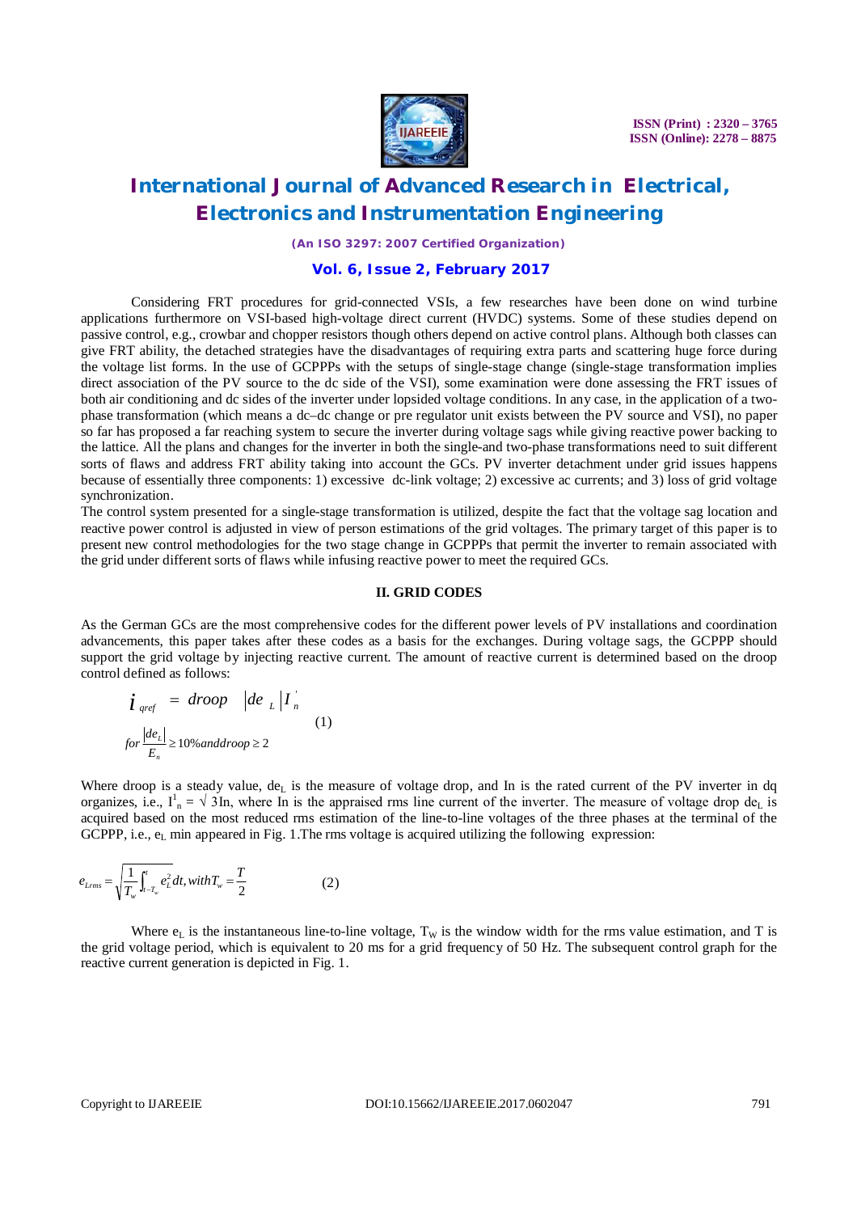Considering FRT procedures for grid-connected VSIs, a few researches have been done on wind turbine applications furthermore on VSI-based high-voltage direct current (HVDC) systems. Some of these studies depend on passive control, e.g., crowbar and chopper resistors though others depend on active control plans. Although both classes can give FRT ability, the detached strategies have the disadvantages of requiring extra parts and scattering huge force during the voltage list forms. In the use of GCPPPs with the setups of single-stage change (single-stage transformation implies direct association of the PV source to the dc side of the VSI), some examination were done assessing the FRT issues of both air conditioning and dc sides of the inverter under lopsided voltage conditions. In any case, in the application of a two-phase transformation (which means a dc–dc change or pre regulator unit exists between the PV source and VSI), no paper so far has proposed a far reaching system to secure the inverter during voltage sags while giving reactive power backing to the lattice. All the plans and changes for the inverter in both the single-and two-phase transformations need to suit different sorts of flaws and address FRT ability taking into account the GCs. PV inverter detachment under grid issues happens because of essentially three components: 1) excessive dc-link voltage; 2) excessive ac currents; and 3) loss of grid voltage synchronization.

The control system presented for a single-stage transformation is utilized, despite the fact that the voltage sag location and reactive power control is adjusted in view of person estimations of the grid voltages. The primary target of this paper is to present new control methodologies for the two stage change in GCPPPs that permit the inverter to remain associated with the grid under different sorts of flaws while infusing reactive power to meet the required GCs.

## II. GRID CODES

As the German GCs are the most comprehensive codes for the different power levels of PV installations and coordination advancements, this paper takes after these codes as a basis for the exchanges. During voltage sags, the GCPPP should support the grid voltage by injecting reactive current. The amount of reactive current is determined based on the droop control defined as follows:

$$i_{qref} = droop \; |de_L| I'_n \qquad \text{for } \frac{|de_L|}{E_n} \geq 10\% \text{ and } droop \geq 2 \tag{1}$$

Where droop is a steady value, $de_L$ is the measure of voltage drop, and In is the rated current of the PV inverter in dq organizes, i.e., $I^1_n = \sqrt{3}In$, where In is the appraised rms line current of the inverter. The measure of voltage drop $de_L$ is acquired based on the most reduced rms estimation of the line-to-line voltages of the three phases at the terminal of the GCPPP, i.e., $e_L$ min appeared in Fig. 1.The rms voltage is acquired utilizing the following expression:

$$e_{Lrms} = \sqrt{\frac{1}{T_w}\int_{t-T_w}^{t} e_L^2 \, dt}, \quad with \; T_w = \frac{T}{2} \tag{2}$$

Where $e_L$ is the instantaneous line-to-line voltage, $T_W$ is the window width for the rms value estimation, and T is the grid voltage period, which is equivalent to 20 ms for a grid frequency of 50 Hz. The subsequent control graph for the reactive current generation is depicted in Fig. 1.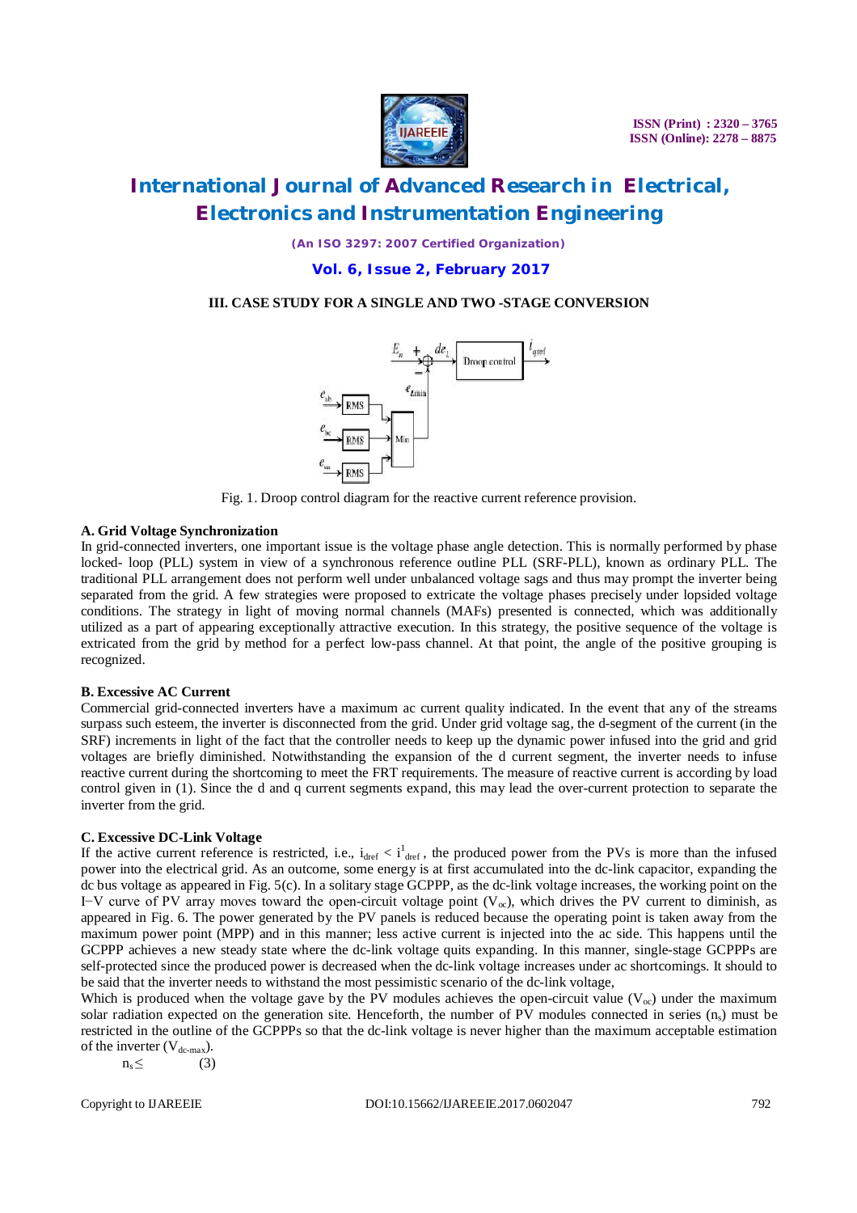### III. CASE STUDY FOR A SINGLE AND TWO -STAGE CONVERSION

Fig. 1. Droop control diagram for the reactive current reference provision.

**A. Grid Voltage Synchronization**

In grid-connected inverters, one important issue is the voltage phase angle detection. This is normally performed by phase locked- loop (PLL) system in view of a synchronous reference outline PLL (SRF-PLL), known as ordinary PLL. The traditional PLL arrangement does not perform well under unbalanced voltage sags and thus may prompt the inverter being separated from the grid. A few strategies were proposed to extricate the voltage phases precisely under lopsided voltage conditions. The strategy in light of moving normal channels (MAFs) presented is connected, which was additionally utilized as a part of appearing exceptionally attractive execution. In this strategy, the positive sequence of the voltage is extricated from the grid by method for a perfect low-pass channel. At that point, the angle of the positive grouping is recognized.

**B. Excessive AC Current**

Commercial grid-connected inverters have a maximum ac current quality indicated. In the event that any of the streams surpass such esteem, the inverter is disconnected from the grid. Under grid voltage sag, the d-segment of the current (in the SRF) increments in light of the fact that the controller needs to keep up the dynamic power infused into the grid and grid voltages are briefly diminished. Notwithstanding the expansion of the d current segment, the inverter needs to infuse reactive current during the shortcoming to meet the FRT requirements. The measure of reactive current is according by load control given in (1). Since the d and q current segments expand, this may lead the over-current protection to separate the inverter from the grid.

**C. Excessive DC-Link Voltage**

If the active current reference is restricted, i.e., $i_{dref} < i^{1}_{dref}$ , the produced power from the PVs is more than the infused power into the electrical grid. As an outcome, some energy is at first accumulated into the dc-link capacitor, expanding the dc bus voltage as appeared in Fig. 5(c). In a solitary stage GCPPP, as the dc-link voltage increases, the working point on the I−V curve of PV array moves toward the open-circuit voltage point ($V_{oc}$), which drives the PV current to diminish, as appeared in Fig. 6. The power generated by the PV panels is reduced because the operating point is taken away from the maximum power point (MPP) and in this manner; less active current is injected into the ac side. This happens until the GCPPP achieves a new steady state where the dc-link voltage quits expanding. In this manner, single-stage GCPPPs are self-protected since the produced power is decreased when the dc-link voltage increases under ac shortcomings. It should to be said that the inverter needs to withstand the most pessimistic scenario of the dc-link voltage,

Which is produced when the voltage gave by the PV modules achieves the open-circuit value ($V_{oc}$) under the maximum solar radiation expected on the generation site. Henceforth, the number of PV modules connected in series ($n_s$) must be restricted in the outline of the GCPPPs so that the dc-link voltage is never higher than the maximum acceptable estimation of the inverter ($V_{dc\text{-}max}$).

$$n_s \leq \quad (3)$$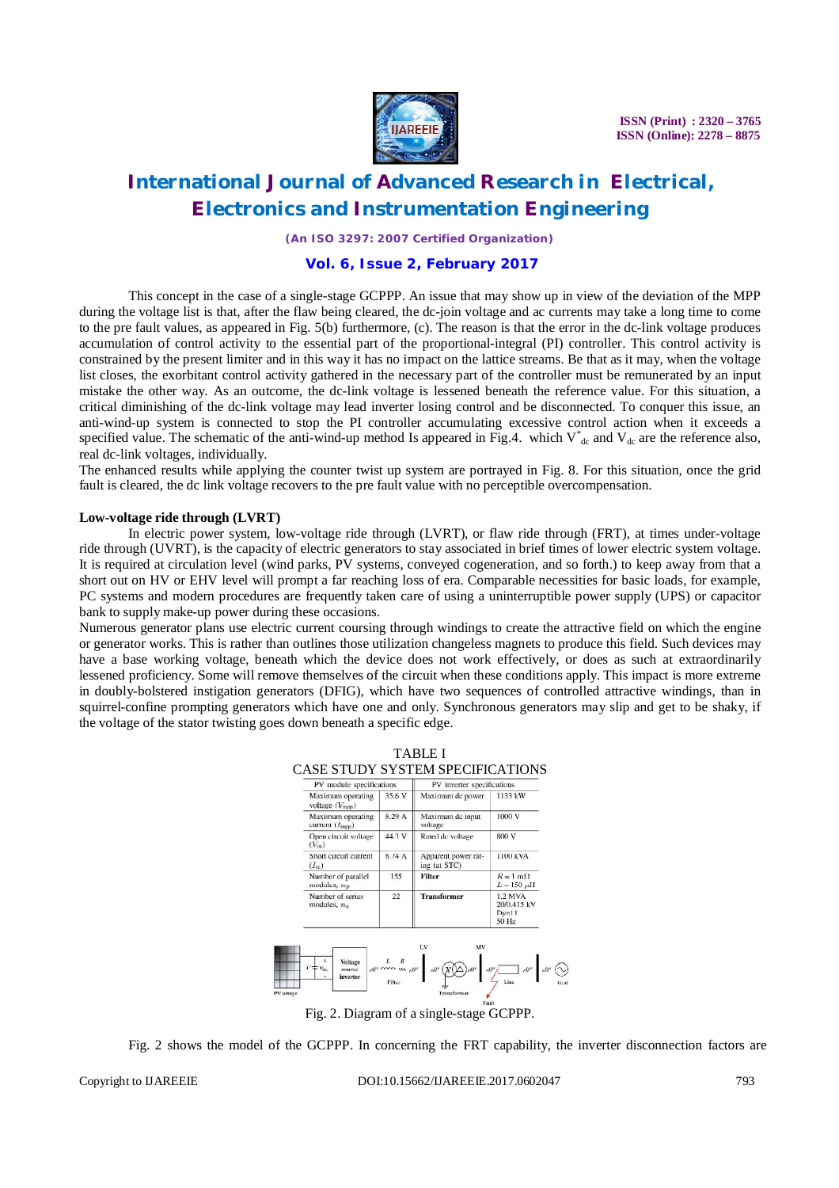This concept in the case of a single-stage GCPPP. An issue that may show up in view of the deviation of the MPP during the voltage list is that, after the flaw being cleared, the dc-join voltage and ac currents may take a long time to come to the pre fault values, as appeared in Fig. 5(b) furthermore, (c). The reason is that the error in the dc-link voltage produces accumulation of control activity to the essential part of the proportional-integral (PI) controller. This control activity is constrained by the present limiter and in this way it has no impact on the lattice streams. Be that as it may, when the voltage list closes, the exorbitant control activity gathered in the necessary part of the controller must be remunerated by an input mistake the other way. As an outcome, the dc-link voltage is lessened beneath the reference value. For this situation, a critical diminishing of the dc-link voltage may lead inverter losing control and be disconnected. To conquer this issue, an anti-wind-up system is connected to stop the PI controller accumulating excessive control action when it exceeds a specified value. The schematic of the anti-wind-up method Is appeared in Fig.4. which $V^{*}_{dc}$ and $V_{dc}$ are the reference also, real dc-link voltages, individually.

The enhanced results while applying the counter twist up system are portrayed in Fig. 8. For this situation, once the grid fault is cleared, the dc link voltage recovers to the pre fault value with no perceptible overcompensation.

**Low-voltage ride through (LVRT)**

In electric power system, low-voltage ride through (LVRT), or flaw ride through (FRT), at times under-voltage ride through (UVRT), is the capacity of electric generators to stay associated in brief times of lower electric system voltage. It is required at circulation level (wind parks, PV systems, conveyed cogeneration, and so forth.) to keep away from that a short out on HV or EHV level will prompt a far reaching loss of era. Comparable necessities for basic loads, for example, PC systems and modern procedures are frequently taken care of using a uninterruptible power supply (UPS) or capacitor bank to supply make-up power during these occasions.

Numerous generator plans use electric current coursing through windings to create the attractive field on which the engine or generator works. This is rather than outlines those utilization changeless magnets to produce this field. Such devices may have a base working voltage, beneath which the device does not work effectively, or does as such at extraordinarily lessened proficiency. Some will remove themselves of the circuit when these conditions apply. This impact is more extreme in doubly-bolstered instigation generators (DFIG), which have two sequences of controlled attractive windings, than in squirrel-confine prompting generators which have one and only. Synchronous generators may slip and get to be shaky, if the voltage of the stator twisting goes down beneath a specific edge.

TABLE I

CASE STUDY SYSTEM SPECIFICATIONS

| PV module specifications | | PV inverter specifications | |
|---|---|---|---|
| Maximum operating voltage ($V_{mpp}$) | 35.6 V | Maximum dc power | 1133 kW |
| Maximum operating current ($I_{mpp}$) | 8.29 A | Maximum dc input voltage | 1000 V |
| Open circuit voltage ($V_{oc}$) | 44.3 V | Rated dc voltage | 800 V |
| Short circuit current ($I_{sc}$) | 8.74 A | Apparent power rating (at STC) | 1100 kVA |
| Number of parallel modules, $n_p$ | 155 | **Filter** | $R = 1$ mΩ, $L = 150$ μH |
| Number of series modules, $n_s$ | 22 | **Transformer** | 1.2 MVA, 20/0.415 kV, Dyn11, 50 Hz |

Fig. 2. Diagram of a single-stage GCPPP.

Fig. 2 shows the model of the GCPPP. In concerning the FRT capability, the inverter disconnection factors are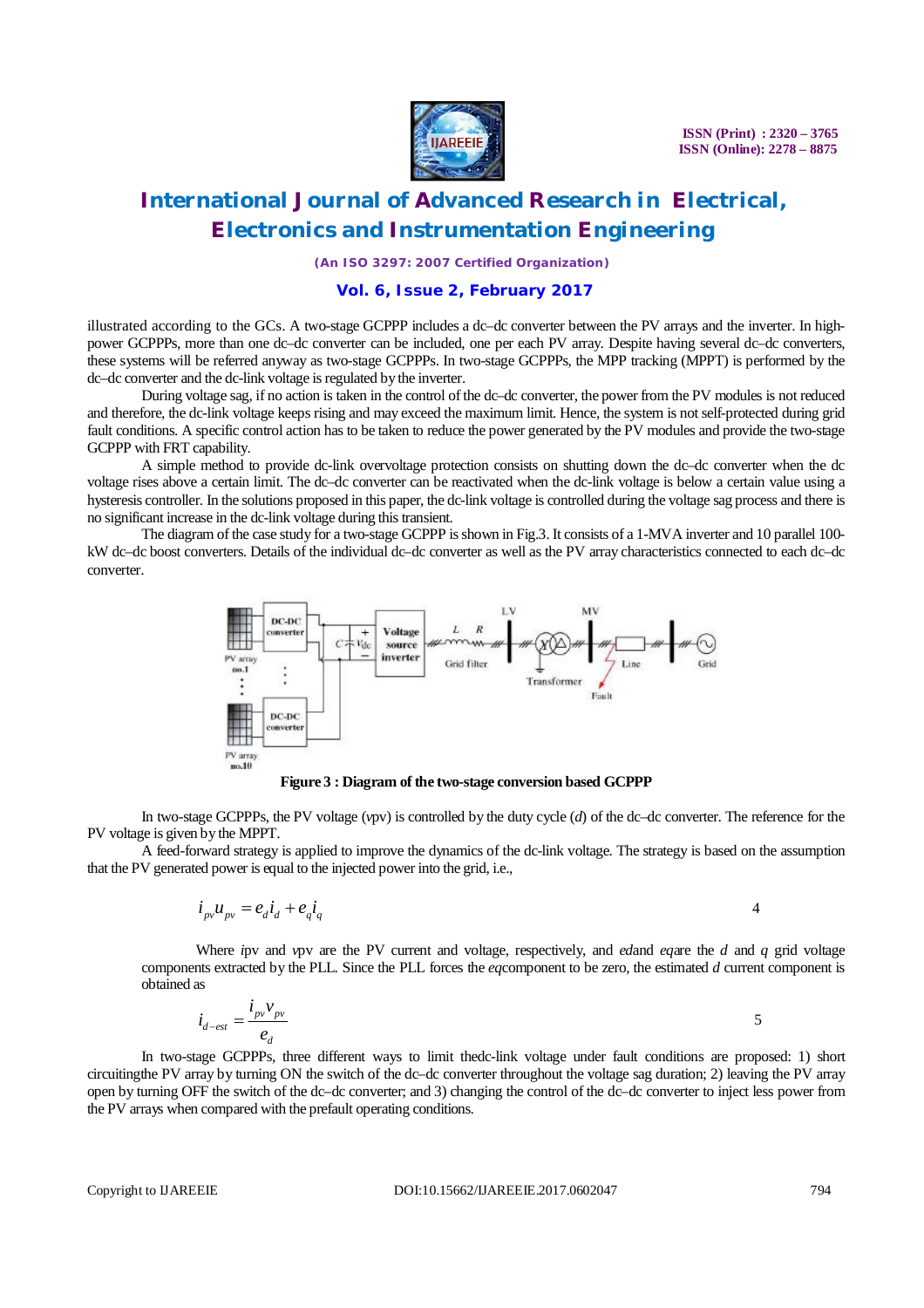illustrated according to the GCs. A two-stage GCPPP includes a dc–dc converter between the PV arrays and the inverter. In high-power GCPPPs, more than one dc–dc converter can be included, one per each PV array. Despite having several dc–dc converters, these systems will be referred anyway as two-stage GCPPPs. In two-stage GCPPPs, the MPP tracking (MPPT) is performed by the dc–dc converter and the dc-link voltage is regulated by the inverter.

During voltage sag, if no action is taken in the control of the dc–dc converter, the power from the PV modules is not reduced and therefore, the dc-link voltage keeps rising and may exceed the maximum limit. Hence, the system is not self-protected during grid fault conditions. A specific control action has to be taken to reduce the power generated by the PV modules and provide the two-stage GCPPP with FRT capability.

A simple method to provide dc-link overvoltage protection consists on shutting down the dc–dc converter when the dc voltage rises above a certain limit. The dc–dc converter can be reactivated when the dc-link voltage is below a certain value using a hysteresis controller. In the solutions proposed in this paper, the dc-link voltage is controlled during the voltage sag process and there is no significant increase in the dc-link voltage during this transient.

The diagram of the case study for a two-stage GCPPP is shown in Fig.3. It consists of a 1-MVA inverter and 10 parallel 100-kW dc–dc boost converters. Details of the individual dc–dc converter as well as the PV array characteristics connected to each dc–dc converter.

**Figure 3 : Diagram of the two-stage conversion based GCPPP**

In two-stage GCPPPs, the PV voltage (*vpv*) is controlled by the duty cycle (*d*) of the dc–dc converter. The reference for the PV voltage is given by the MPPT.

A feed-forward strategy is applied to improve the dynamics of the dc-link voltage. The strategy is based on the assumption that the PV generated power is equal to the injected power into the grid, i.e.,

$$i_{pv}u_{pv} = e_d i_d + e_q i_q \quad (4)$$

Where *ipv* and *vpv* are the PV current and voltage, respectively, and *ed*and *eq*are the *d* and *q* grid voltage components extracted by the PLL. Since the PLL forces the *eq*component to be zero, the estimated *d* current component is obtained as

$$i_{d-est} = \frac{i_{pv}v_{pv}}{e_d} \quad (5)$$

In two-stage GCPPPs, three different ways to limit thedc-link voltage under fault conditions are proposed: 1) short circuitingthe PV array by turning ON the switch of the dc–dc converter throughout the voltage sag duration; 2) leaving the PV array open by turning OFF the switch of the dc–dc converter; and 3) changing the control of the dc–dc converter to inject less power from the PV arrays when compared with the prefault operating conditions.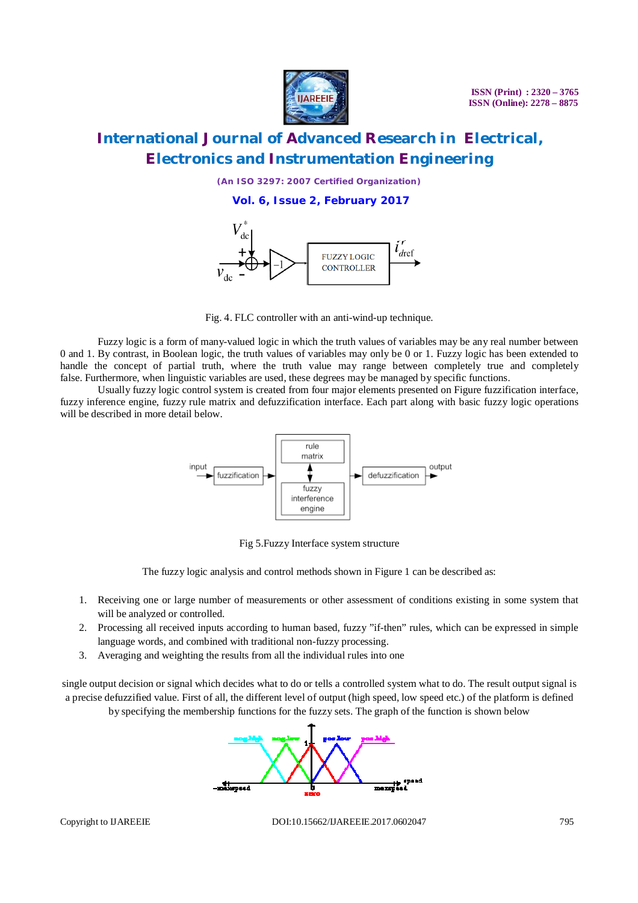Fig. 4. FLC controller with an anti-wind-up technique.

Fuzzy logic is a form of many-valued logic in which the truth values of variables may be any real number between 0 and 1. By contrast, in Boolean logic, the truth values of variables may only be 0 or 1. Fuzzy logic has been extended to handle the concept of partial truth, where the truth value may range between completely true and completely false. Furthermore, when linguistic variables are used, these degrees may be managed by specific functions.

Usually fuzzy logic control system is created from four major elements presented on Figure fuzzification interface, fuzzy inference engine, fuzzy rule matrix and defuzzification interface. Each part along with basic fuzzy logic operations will be described in more detail below.

Fig 5.Fuzzy Interface system structure

The fuzzy logic analysis and control methods shown in Figure 1 can be described as:

1. Receiving one or large number of measurements or other assessment of conditions existing in some system that will be analyzed or controlled.
2. Processing all received inputs according to human based, fuzzy "if-then" rules, which can be expressed in simple language words, and combined with traditional non-fuzzy processing.
3. Averaging and weighting the results from all the individual rules into one

single output decision or signal which decides what to do or tells a controlled system what to do. The result output signal is a precise defuzzified value. First of all, the different level of output (high speed, low speed etc.) of the platform is defined by specifying the membership functions for the fuzzy sets. The graph of the function is shown below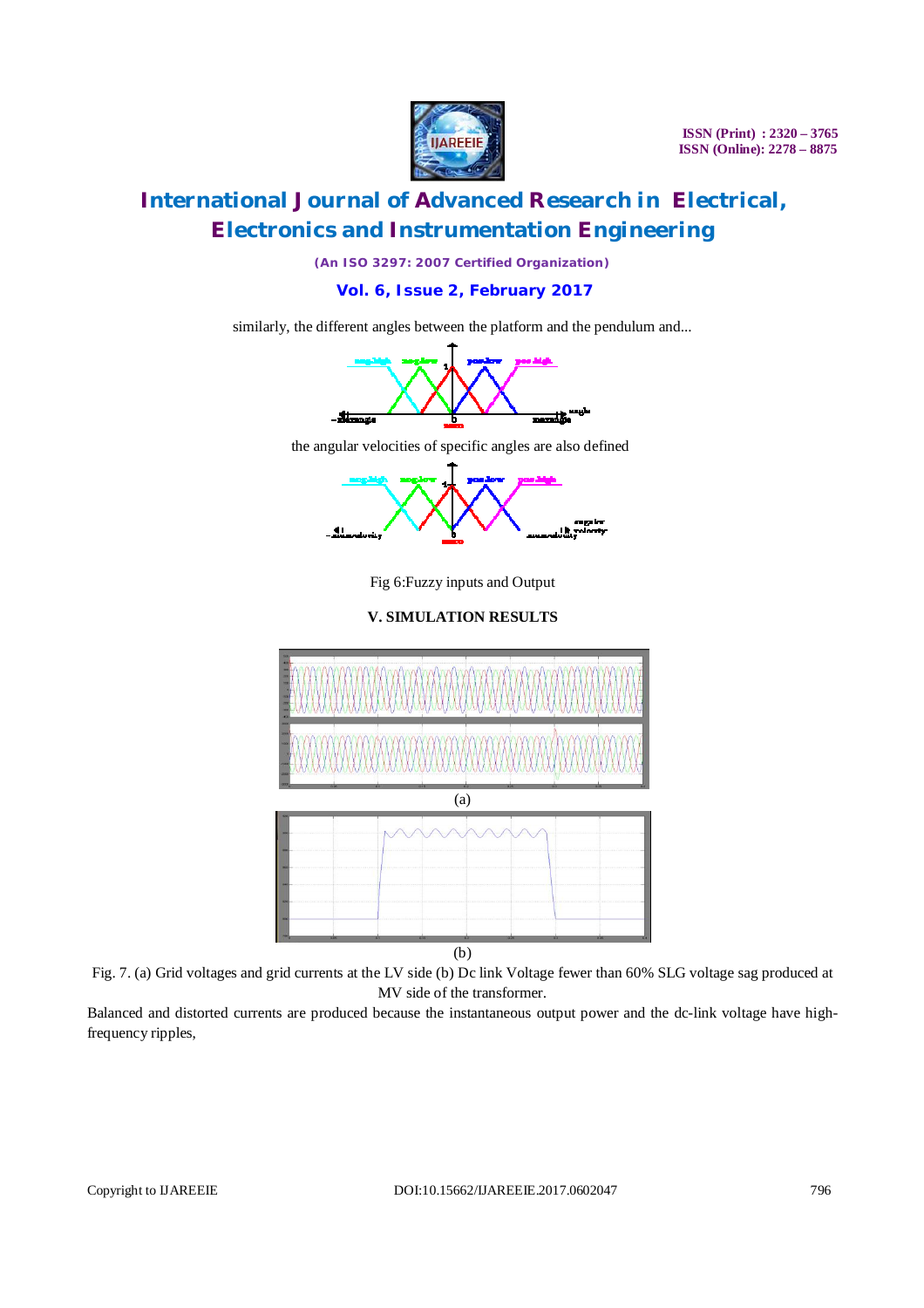similarly, the different angles between the platform and the pendulum and...

the angular velocities of specific angles are also defined

Fig 6:Fuzzy inputs and Output

## V. SIMULATION RESULTS

(a)

(b)

Fig. 7. (a) Grid voltages and grid currents at the LV side (b) Dc link Voltage fewer than 60% SLG voltage sag produced at MV side of the transformer.

Balanced and distorted currents are produced because the instantaneous output power and the dc-link voltage have high-frequency ripples,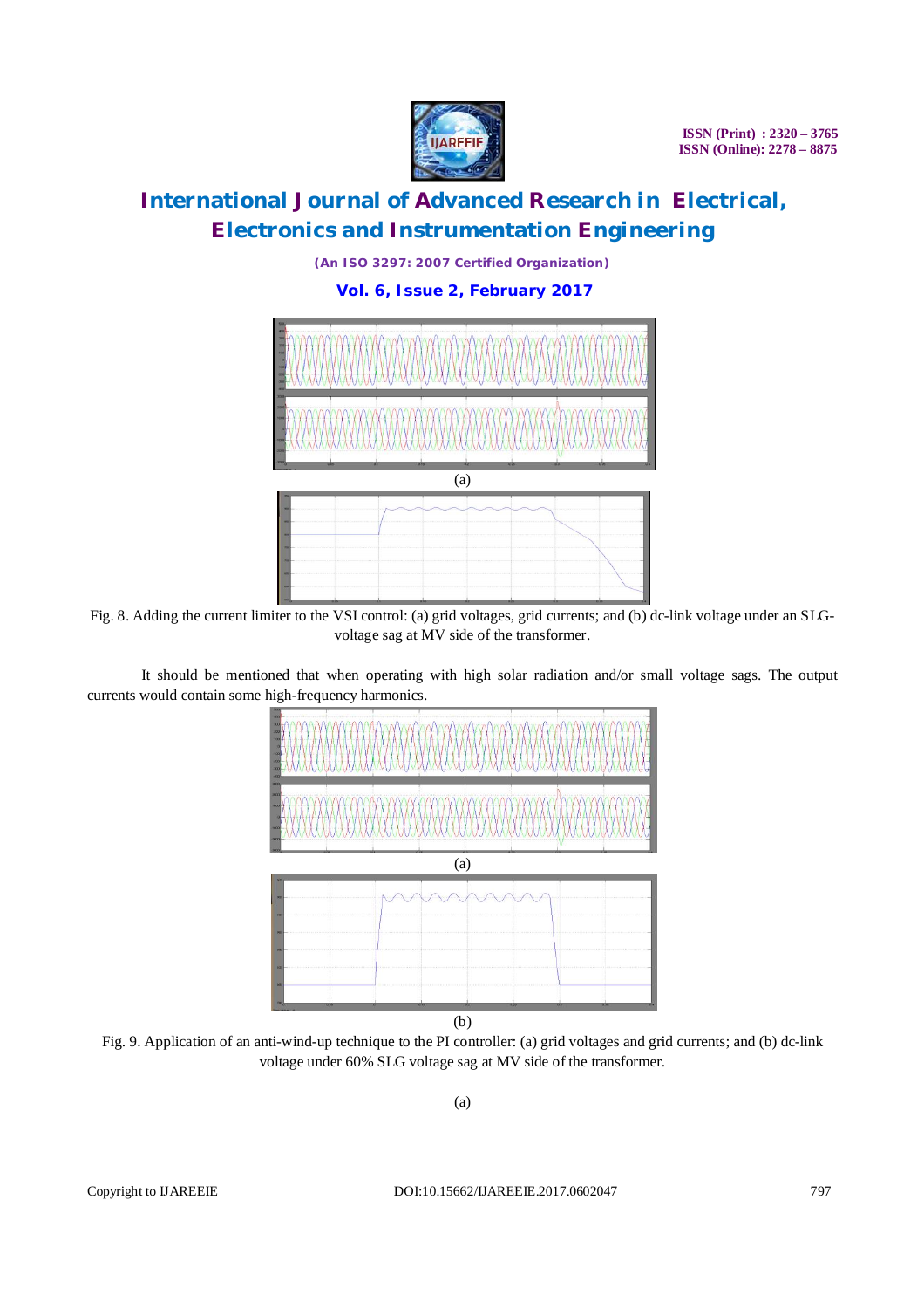(a)

Fig. 8. Adding the current limiter to the VSI control: (a) grid voltages, grid currents; and (b) dc-link voltage under an SLG-voltage sag at MV side of the transformer.

It should be mentioned that when operating with high solar radiation and/or small voltage sags. The output currents would contain some high-frequency harmonics.

(a)

(b)

Fig. 9. Application of an anti-wind-up technique to the PI controller: (a) grid voltages and grid currents; and (b) dc-link voltage under 60% SLG voltage sag at MV side of the transformer.

(a)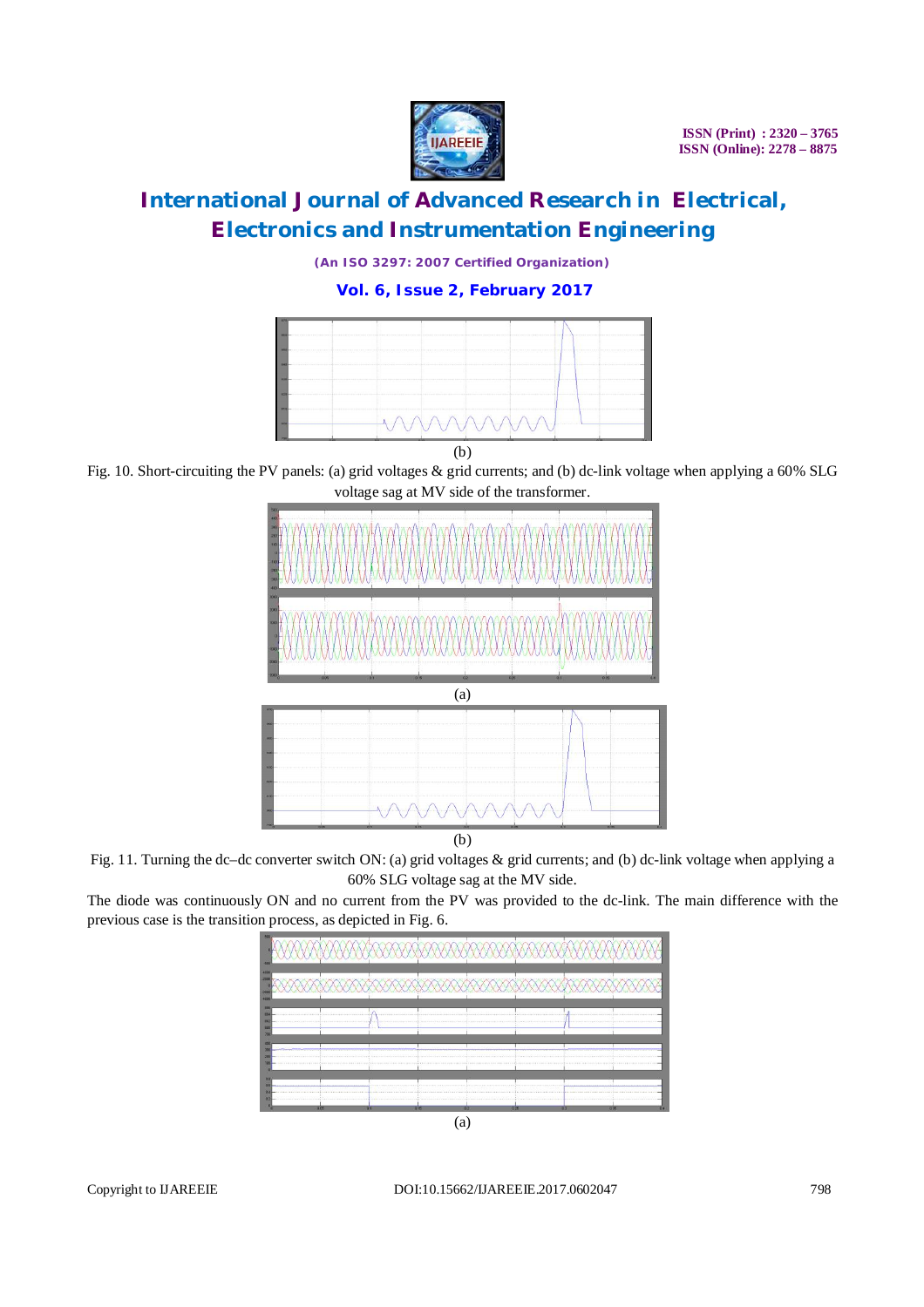(b)

Fig. 10. Short-circuiting the PV panels: (a) grid voltages & grid currents; and (b) dc-link voltage when applying a 60% SLG voltage sag at MV side of the transformer.

(a)

(b)

Fig. 11. Turning the dc–dc converter switch ON: (a) grid voltages & grid currents; and (b) dc-link voltage when applying a 60% SLG voltage sag at the MV side.

The diode was continuously ON and no current from the PV was provided to the dc-link. The main difference with the previous case is the transition process, as depicted in Fig. 6.

(a)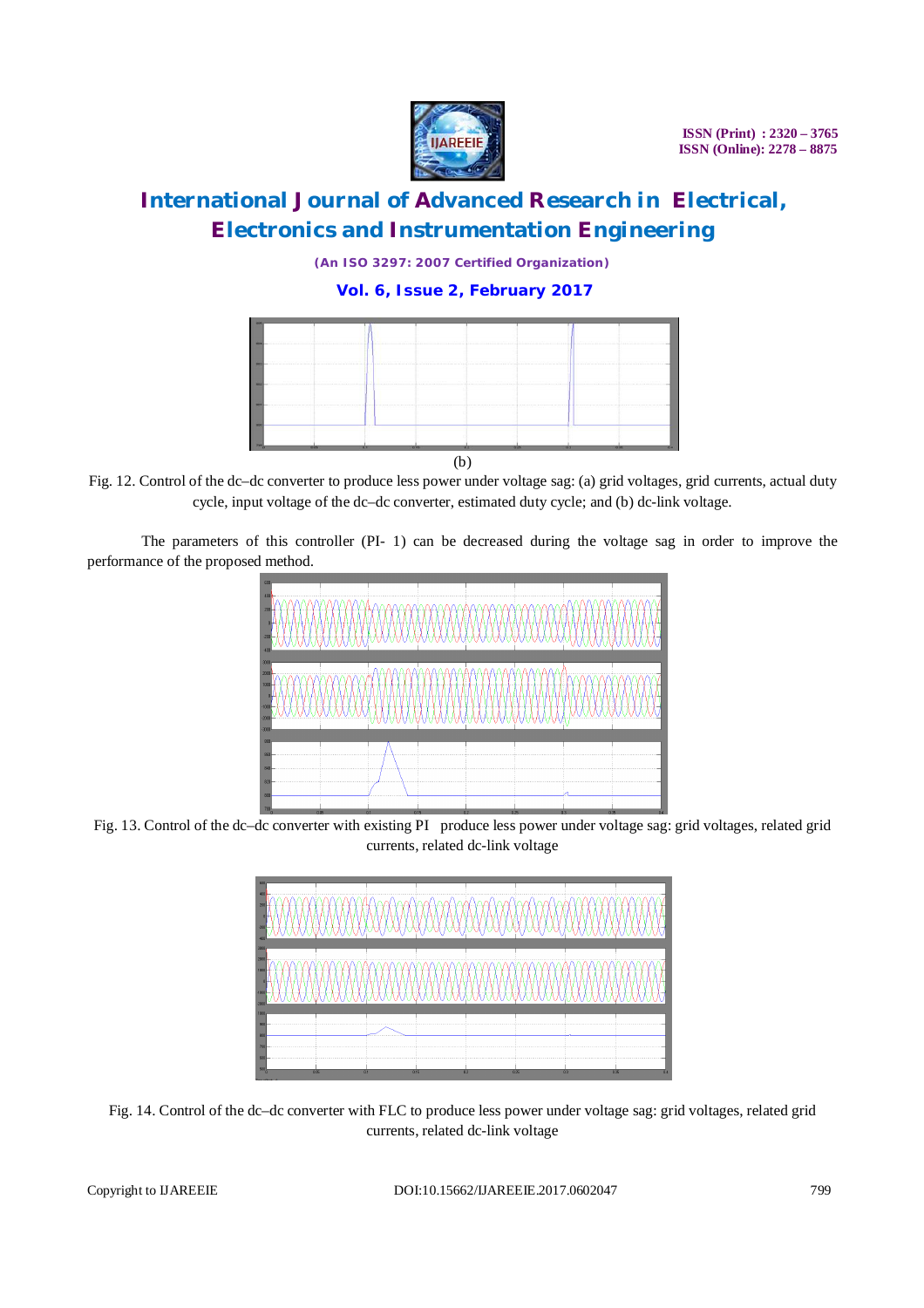(b)

Fig. 12. Control of the dc–dc converter to produce less power under voltage sag: (a) grid voltages, grid currents, actual duty cycle, input voltage of the dc–dc converter, estimated duty cycle; and (b) dc-link voltage.

The parameters of this controller (PI- 1) can be decreased during the voltage sag in order to improve the performance of the proposed method.

Fig. 13. Control of the dc–dc converter with existing PI produce less power under voltage sag: grid voltages, related grid currents, related dc-link voltage

Fig. 14. Control of the dc–dc converter with FLC to produce less power under voltage sag: grid voltages, related grid currents, related dc-link voltage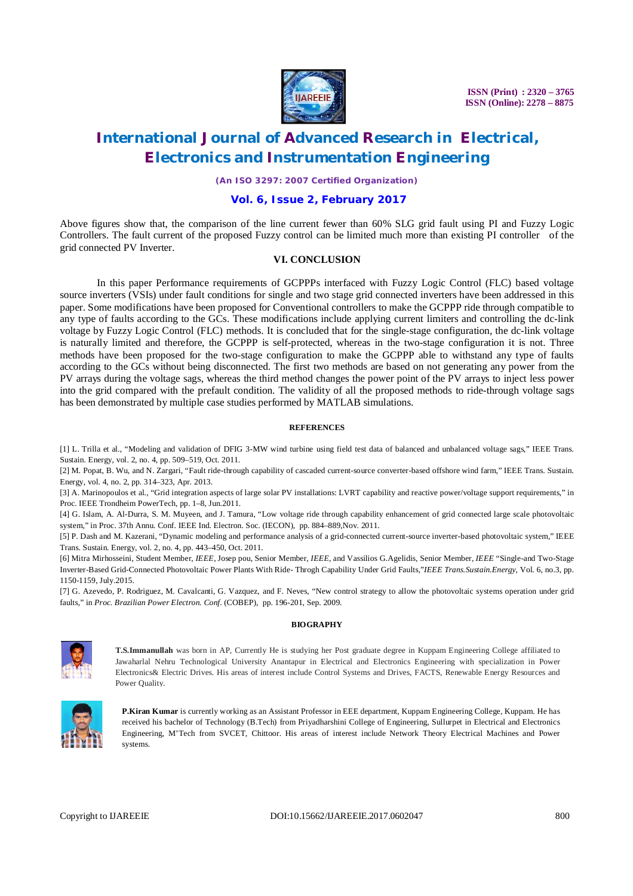Above figures show that, the comparison of the line current fewer than 60% SLG grid fault using PI and Fuzzy Logic Controllers. The fault current of the proposed Fuzzy control can be limited much more than existing PI controller of the grid connected PV Inverter.

## VI. CONCLUSION

In this paper Performance requirements of GCPPPs interfaced with Fuzzy Logic Control (FLC) based voltage source inverters (VSIs) under fault conditions for single and two stage grid connected inverters have been addressed in this paper. Some modifications have been proposed for Conventional controllers to make the GCPPP ride through compatible to any type of faults according to the GCs. These modifications include applying current limiters and controlling the dc-link voltage by Fuzzy Logic Control (FLC) methods. It is concluded that for the single-stage configuration, the dc-link voltage is naturally limited and therefore, the GCPPP is self-protected, whereas in the two-stage configuration it is not. Three methods have been proposed for the two-stage configuration to make the GCPPP able to withstand any type of faults according to the GCs without being disconnected. The first two methods are based on not generating any power from the PV arrays during the voltage sags, whereas the third method changes the power point of the PV arrays to inject less power into the grid compared with the prefault condition. The validity of all the proposed methods to ride-through voltage sags has been demonstrated by multiple case studies performed by MATLAB simulations.

## REFERENCES

[1] L. Trilla et al., "Modeling and validation of DFIG 3-MW wind turbine using field test data of balanced and unbalanced voltage sags," IEEE Trans. Sustain. Energy, vol. 2, no. 4, pp. 509–519, Oct. 2011.

[2] M. Popat, B. Wu, and N. Zargari, "Fault ride-through capability of cascaded current-source converter-based offshore wind farm," IEEE Trans. Sustain. Energy, vol. 4, no. 2, pp. 314–323, Apr. 2013.

[3] A. Marinopoulos et al., "Grid integration aspects of large solar PV installations: LVRT capability and reactive power/voltage support requirements," in Proc. IEEE Trondheim PowerTech, pp. 1–8, Jun.2011.

[4] G. Islam, A. Al-Durra, S. M. Muyeen, and J. Tamura, "Low voltage ride through capability enhancement of grid connected large scale photovoltaic system," in Proc. 37th Annu. Conf. IEEE Ind. Electron. Soc. (IECON), pp. 884–889,Nov. 2011.

[5] P. Dash and M. Kazerani, "Dynamic modeling and performance analysis of a grid-connected current-source inverter-based photovoltaic system," IEEE Trans. Sustain. Energy, vol. 2, no. 4, pp. 443–450, Oct. 2011.

[6] Mitra Mirhosseini, Student Member, *IEEE*, Josep pou, Senior Member, *IEEE*, and Vassilios G.Agelidis, Senior Member, *IEEE* "Single-and Two-Stage Inverter-Based Grid-Connected Photovoltaic Power Plants With Ride- Throgh Capability Under Grid Faults,"*IEEE Trans.Sustain.Energy*, Vol. 6, no.3, pp. 1150-1159, July.2015.

[7] G. Azevedo, P. Rodriguez, M. Cavalcanti, G. Vazquez, and F. Neves, "New control strategy to allow the photovoltaic systems operation under grid faults," in *Proc. Brazilian Power Electron. Conf.* (COBEP), pp. 196-201, Sep. 2009.

## BIOGRAPHY

**T.S.Immanullah** was born in AP, Currently He is studying her Post graduate degree in Kuppam Engineering College affiliated to Jawaharlal Nehru Technological University Anantapur in Electrical and Electronics Engineering with specialization in Power Electronics& Electric Drives. His areas of interest include Control Systems and Drives, FACTS, Renewable Energy Resources and Power Quality.

**P.Kiran Kumar** is currently working as an Assistant Professor in EEE department, Kuppam Engineering College, Kuppam. He has received his bachelor of Technology (B.Tech) from Priyadharshini College of Engineering, Sullurpet in Electrical and Electronics Engineering, M'Tech from SVCET, Chittoor. His areas of interest include Network Theory Electrical Machines and Power systems.